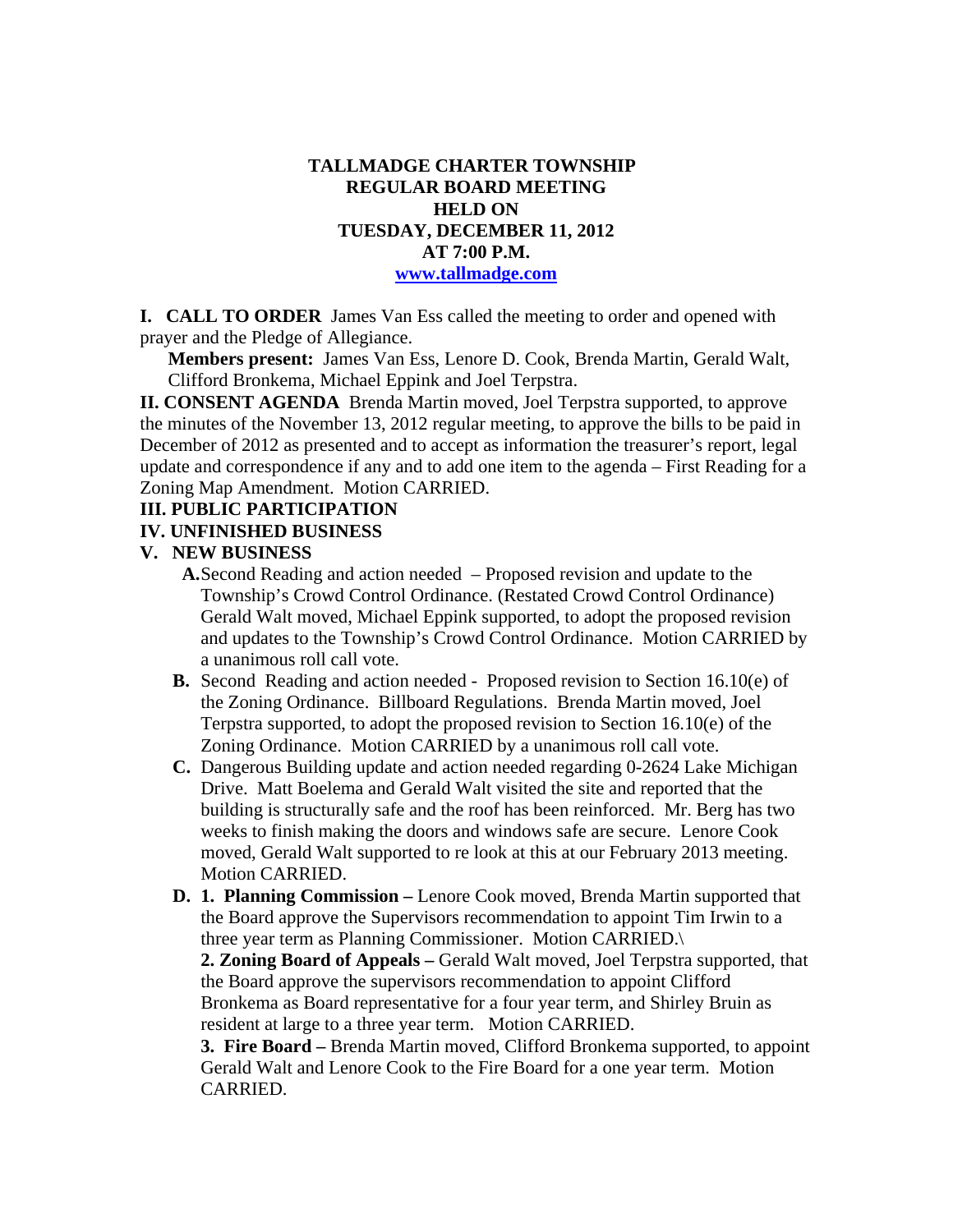# TALLMADGE CHARTER TOWNSHIP
## REGULAR BOARD MEETING
## HELD ON
## TUESDAY, DECEMBER 11, 2012
## AT 7:00 P.M.

[www.tallmadge.com](http://www.tallmadge.com)

**I. CALL TO ORDER** James Van Ess called the meeting to order and opened with prayer and the Pledge of Allegiance.

**Members present:** James Van Ess, Lenore D. Cook, Brenda Martin, Gerald Walt, Clifford Bronkema, Michael Eppink and Joel Terpstra.

**II. CONSENT AGENDA** Brenda Martin moved, Joel Terpstra supported, to approve the minutes of the November 13, 2012 regular meeting, to approve the bills to be paid in December of 2012 as presented and to accept as information the treasurer's report, legal update and correspondence if any and to add one item to the agenda – First Reading for a Zoning Map Amendment. Motion CARRIED.

**III. PUBLIC PARTICIPATION**

**IV. UNFINISHED BUSINESS**

**V. NEW BUSINESS**

**A.** Second Reading and action needed – Proposed revision and update to the Township's Crowd Control Ordinance. (Restated Crowd Control Ordinance) Gerald Walt moved, Michael Eppink supported, to adopt the proposed revision and updates to the Township's Crowd Control Ordinance. Motion CARRIED by a unanimous roll call vote.

**B.** Second Reading and action needed - Proposed revision to Section 16.10(e) of the Zoning Ordinance. Billboard Regulations. Brenda Martin moved, Joel Terpstra supported, to adopt the proposed revision to Section 16.10(e) of the Zoning Ordinance. Motion CARRIED by a unanimous roll call vote.

**C.** Dangerous Building update and action needed regarding 0-2624 Lake Michigan Drive. Matt Boelema and Gerald Walt visited the site and reported that the building is structurally safe and the roof has been reinforced. Mr. Berg has two weeks to finish making the doors and windows safe are secure. Lenore Cook moved, Gerald Walt supported to re look at this at our February 2013 meeting. Motion CARRIED.

**D. 1. Planning Commission –** Lenore Cook moved, Brenda Martin supported that the Board approve the Supervisors recommendation to appoint Tim Irwin to a three year term as Planning Commissioner. Motion CARRIED.\

**2. Zoning Board of Appeals –** Gerald Walt moved, Joel Terpstra supported, that the Board approve the supervisors recommendation to appoint Clifford Bronkema as Board representative for a four year term, and Shirley Bruin as resident at large to a three year term. Motion CARRIED.

**3. Fire Board –** Brenda Martin moved, Clifford Bronkema supported, to appoint Gerald Walt and Lenore Cook to the Fire Board for a one year term. Motion CARRIED.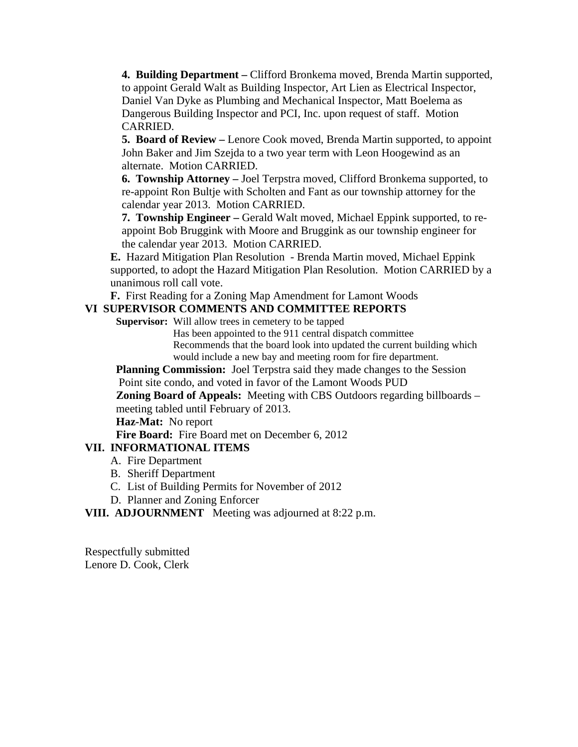**4. Building Department –** Clifford Bronkema moved, Brenda Martin supported, to appoint Gerald Walt as Building Inspector, Art Lien as Electrical Inspector, Daniel Van Dyke as Plumbing and Mechanical Inspector, Matt Boelema as Dangerous Building Inspector and PCI, Inc. upon request of staff. Motion CARRIED.

**5. Board of Review –** Lenore Cook moved, Brenda Martin supported, to appoint John Baker and Jim Szejda to a two year term with Leon Hoogewind as an alternate. Motion CARRIED.

**6. Township Attorney –** Joel Terpstra moved, Clifford Bronkema supported, to re-appoint Ron Bultje with Scholten and Fant as our township attorney for the calendar year 2013. Motion CARRIED.

**7. Township Engineer –** Gerald Walt moved, Michael Eppink supported, to re-appoint Bob Bruggink with Moore and Bruggink as our township engineer for the calendar year 2013. Motion CARRIED.

**E.** Hazard Mitigation Plan Resolution - Brenda Martin moved, Michael Eppink supported, to adopt the Hazard Mitigation Plan Resolution. Motion CARRIED by a unanimous roll call vote.

**F.** First Reading for a Zoning Map Amendment for Lamont Woods

**VI SUPERVISOR COMMENTS AND COMMITTEE REPORTS**

**Supervisor:** Will allow trees in cemetery to be tapped
Has been appointed to the 911 central dispatch committee
Recommends that the board look into updated the current building which would include a new bay and meeting room for fire department.

**Planning Commission:** Joel Terpstra said they made changes to the Session Point site condo, and voted in favor of the Lamont Woods PUD

**Zoning Board of Appeals:** Meeting with CBS Outdoors regarding billboards – meeting tabled until February of 2013.

**Haz-Mat:** No report

**Fire Board:** Fire Board met on December 6, 2012

**VII. INFORMATIONAL ITEMS**

A. Fire Department
B. Sheriff Department
C. List of Building Permits for November of 2012
D. Planner and Zoning Enforcer

**VIII. ADJOURNMENT** Meeting was adjourned at 8:22 p.m.

Respectfully submitted
Lenore D. Cook, Clerk